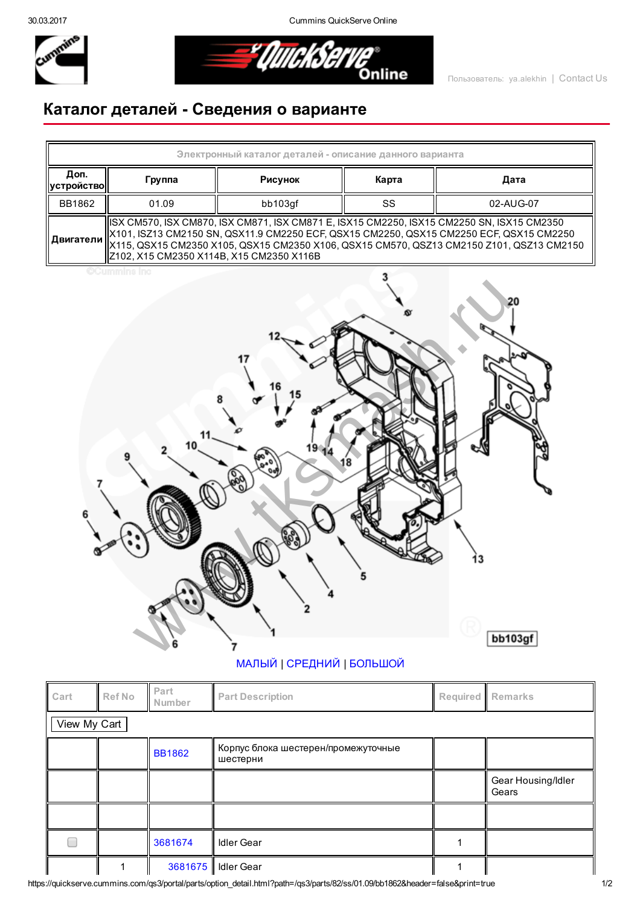# Каталог деталей - Сведения о варианте

| Электронный каталог деталей - описание данного варианта | | | | |
|---|---|---|---|---|
| Доп. устройство | Группа | Рисунок | Карта | Дата |
| BB1862 | 01.09 | bb103gf | SS | 02-AUG-07 |
| Двигатели | ISX CM570, ISX CM870, ISX CM871, ISX CM871 E, ISX15 CM2250, ISX15 CM2250 SN, ISX15 CM2350 X101, ISZ13 CM2150 SN, QSX11.9 CM2250 ECF, QSX15 CM2250, QSX15 CM2250 ECF, QSX15 CM2250 X115, QSX15 CM2350 X105, QSX15 CM2350 X106, QSX15 CM570, QSZ13 CM2150 Z101, QSZ13 CM2150 Z102, X15 CM2350 X114B, X15 CM2350 X116B | | | |

МАЛЫЙ | СРЕДНИЙ | БОЛЬШОЙ

| Cart | Ref No | Part Number | Part Description | Required | Remarks |
|---|---|---|---|---|---|
| View My Cart | | | | | |
| | | BB1862 | Корпус блока шестерен/промежуточные шестерни | | |
| | | | | | Gear Housing/Idler Gears |
| | | | | | |
| ☐ | | 3681674 | Idler Gear | 1 | |
| | 1 | 3681675 | Idler Gear | 1 | |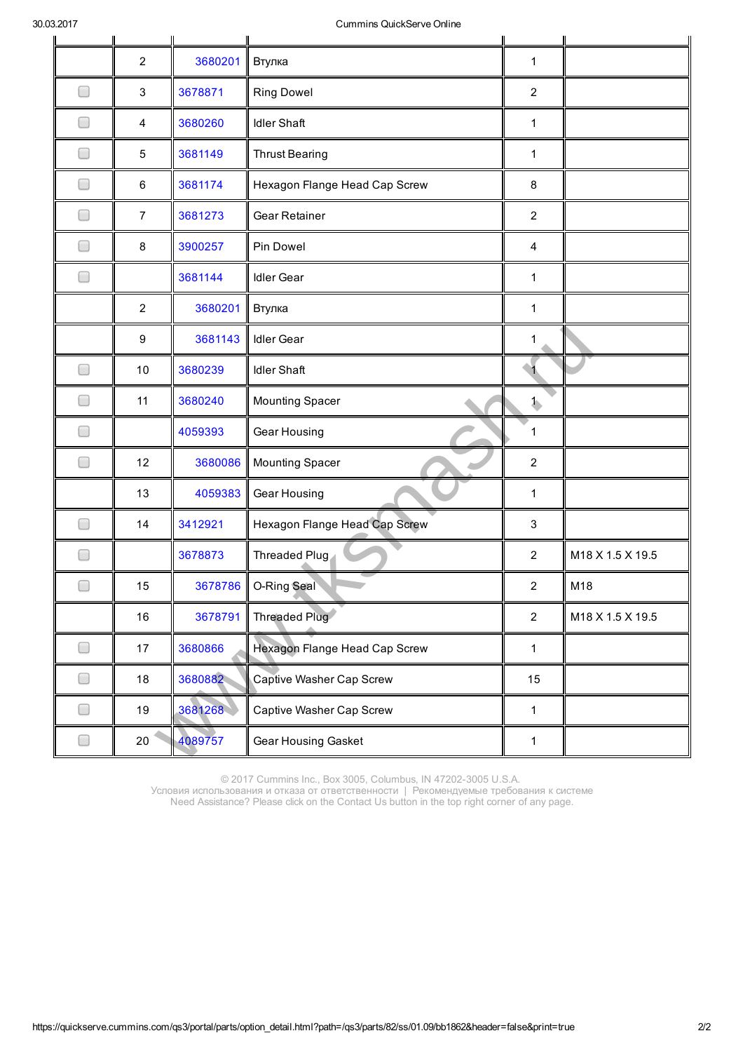| | | | | | |
|---|---|---|---|---|---|
| | 2 | 3680201 | Втулка | 1 | |
| ☐ | 3 | 3678871 | Ring Dowel | 2 | |
| ☐ | 4 | 3680260 | Idler Shaft | 1 | |
| ☐ | 5 | 3681149 | Thrust Bearing | 1 | |
| ☐ | 6 | 3681174 | Hexagon Flange Head Cap Screw | 8 | |
| ☐ | 7 | 3681273 | Gear Retainer | 2 | |
| ☐ | 8 | 3900257 | Pin Dowel | 4 | |
| ☐ | | 3681144 | Idler Gear | 1 | |
| | 2 | 3680201 | Втулка | 1 | |
| | 9 | 3681143 | Idler Gear | 1 | |
| ☐ | 10 | 3680239 | Idler Shaft | 1 | |
| ☐ | 11 | 3680240 | Mounting Spacer | 1 | |
| ☐ | | 4059393 | Gear Housing | 1 | |
| ☐ | 12 | 3680086 | Mounting Spacer | 2 | |
| | 13 | 4059383 | Gear Housing | 1 | |
| ☐ | 14 | 3412921 | Hexagon Flange Head Cap Screw | 3 | |
| ☐ | | 3678873 | Threaded Plug | 2 | M18 X 1.5 X 19.5 |
| ☐ | 15 | 3678786 | O-Ring Seal | 2 | M18 |
| | 16 | 3678791 | Threaded Plug | 2 | M18 X 1.5 X 19.5 |
| ☐ | 17 | 3680866 | Hexagon Flange Head Cap Screw | 1 | |
| ☐ | 18 | 3680882 | Captive Washer Cap Screw | 15 | |
| ☐ | 19 | 3681268 | Captive Washer Cap Screw | 1 | |
| ☐ | 20 | 4089757 | Gear Housing Gasket | 1 | |

© 2017 Cummins Inc., Box 3005, Columbus, IN 47202-3005 U.S.A.
Условия использования и отказа от ответственности | Рекомендуемые требования к системе
Need Assistance? Please click on the Contact Us button in the top right corner of any page.